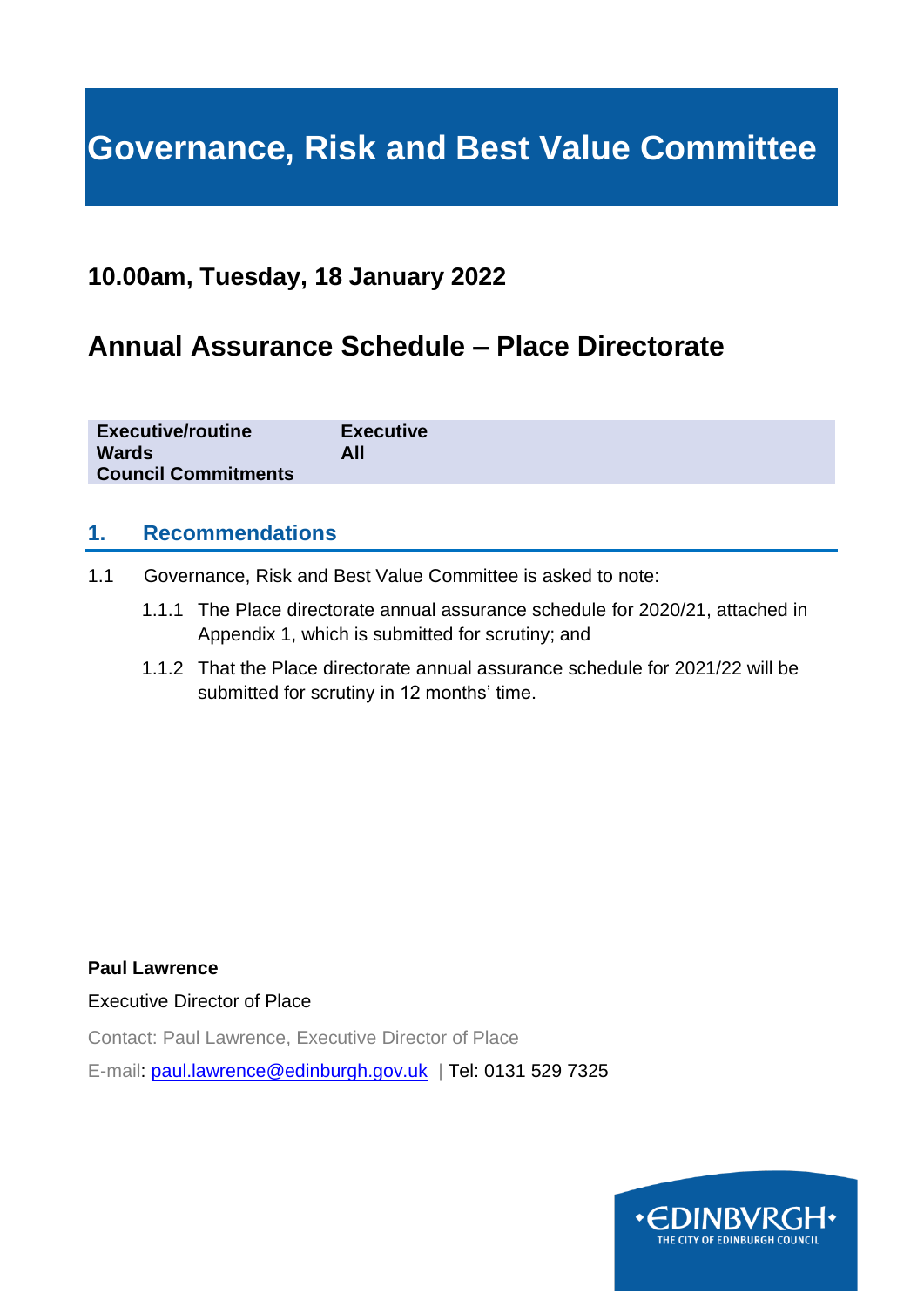# Governance, Risk and Best Value Committee

## 10.00am, Tuesday, 18 January 2022

## Annual Assurance Schedule – Place Directorate

| | |
|---|---|
| **Executive/routine** | **Executive** |
| **Wards** | **All** |
| **Council Commitments** | |

## 1. Recommendations

1.1 Governance, Risk and Best Value Committee is asked to note:

1.1.1 The Place directorate annual assurance schedule for 2020/21, attached in Appendix 1, which is submitted for scrutiny; and

1.1.2 That the Place directorate annual assurance schedule for 2021/22 will be submitted for scrutiny in 12 months' time.

**Paul Lawrence**

Executive Director of Place

Contact: Paul Lawrence, Executive Director of Place

E-mail: paul.lawrence@edinburgh.gov.uk | Tel: 0131 529 7325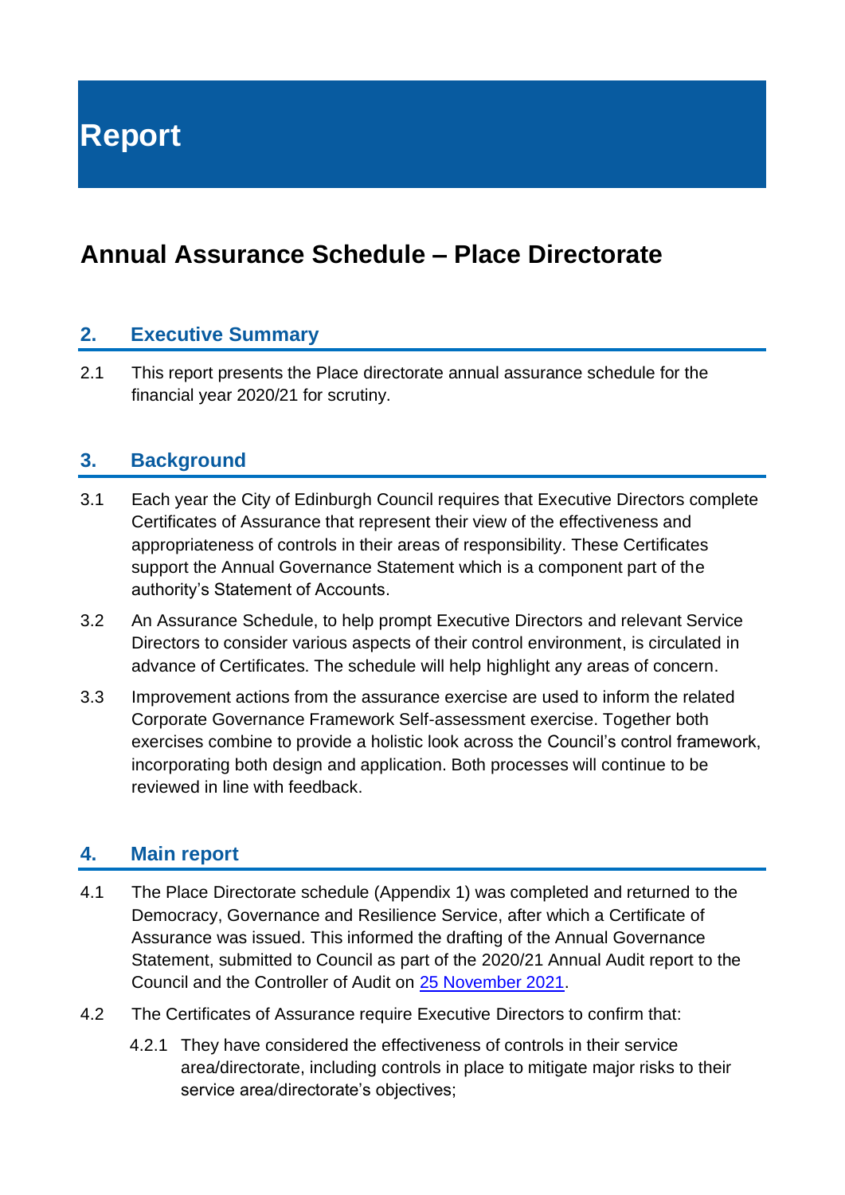# Report

## Annual Assurance Schedule – Place Directorate

### 2. Executive Summary

2.1 This report presents the Place directorate annual assurance schedule for the financial year 2020/21 for scrutiny.

### 3. Background

3.1 Each year the City of Edinburgh Council requires that Executive Directors complete Certificates of Assurance that represent their view of the effectiveness and appropriateness of controls in their areas of responsibility. These Certificates support the Annual Governance Statement which is a component part of the authority's Statement of Accounts.

3.2 An Assurance Schedule, to help prompt Executive Directors and relevant Service Directors to consider various aspects of their control environment, is circulated in advance of Certificates. The schedule will help highlight any areas of concern.

3.3 Improvement actions from the assurance exercise are used to inform the related Corporate Governance Framework Self-assessment exercise. Together both exercises combine to provide a holistic look across the Council's control framework, incorporating both design and application. Both processes will continue to be reviewed in line with feedback.

### 4. Main report

4.1 The Place Directorate schedule (Appendix 1) was completed and returned to the Democracy, Governance and Resilience Service, after which a Certificate of Assurance was issued. This informed the drafting of the Annual Governance Statement, submitted to Council as part of the 2020/21 Annual Audit report to the Council and the Controller of Audit on 25 November 2021.

4.2 The Certificates of Assurance require Executive Directors to confirm that:

4.2.1 They have considered the effectiveness of controls in their service area/directorate, including controls in place to mitigate major risks to their service area/directorate's objectives;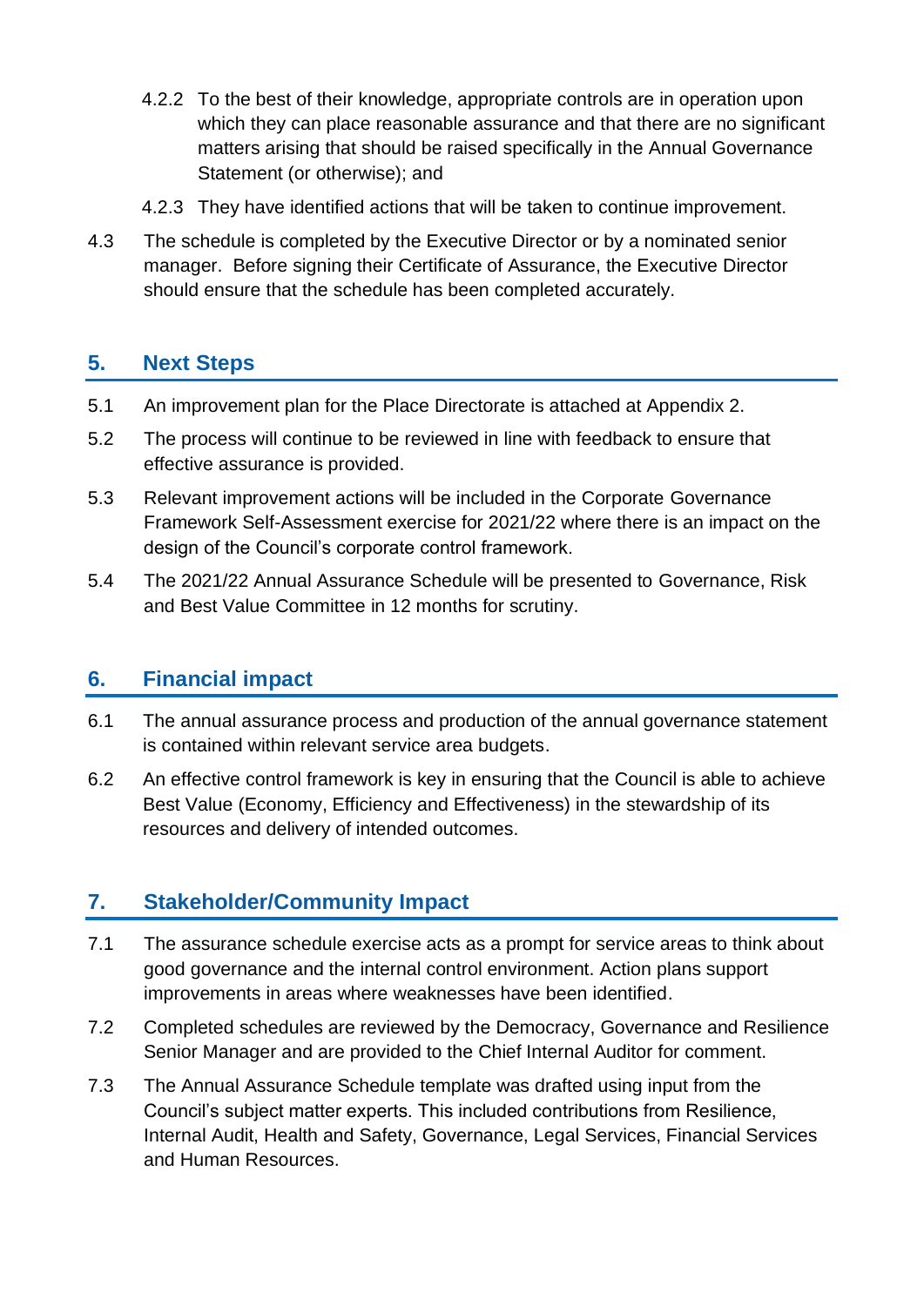4.2.2 To the best of their knowledge, appropriate controls are in operation upon which they can place reasonable assurance and that there are no significant matters arising that should be raised specifically in the Annual Governance Statement (or otherwise); and

4.2.3 They have identified actions that will be taken to continue improvement.

4.3 The schedule is completed by the Executive Director or by a nominated senior manager. Before signing their Certificate of Assurance, the Executive Director should ensure that the schedule has been completed accurately.

## 5. Next Steps

5.1 An improvement plan for the Place Directorate is attached at Appendix 2.

5.2 The process will continue to be reviewed in line with feedback to ensure that effective assurance is provided.

5.3 Relevant improvement actions will be included in the Corporate Governance Framework Self-Assessment exercise for 2021/22 where there is an impact on the design of the Council's corporate control framework.

5.4 The 2021/22 Annual Assurance Schedule will be presented to Governance, Risk and Best Value Committee in 12 months for scrutiny.

## 6. Financial impact

6.1 The annual assurance process and production of the annual governance statement is contained within relevant service area budgets.

6.2 An effective control framework is key in ensuring that the Council is able to achieve Best Value (Economy, Efficiency and Effectiveness) in the stewardship of its resources and delivery of intended outcomes.

## 7. Stakeholder/Community Impact

7.1 The assurance schedule exercise acts as a prompt for service areas to think about good governance and the internal control environment. Action plans support improvements in areas where weaknesses have been identified.

7.2 Completed schedules are reviewed by the Democracy, Governance and Resilience Senior Manager and are provided to the Chief Internal Auditor for comment.

7.3 The Annual Assurance Schedule template was drafted using input from the Council's subject matter experts. This included contributions from Resilience, Internal Audit, Health and Safety, Governance, Legal Services, Financial Services and Human Resources.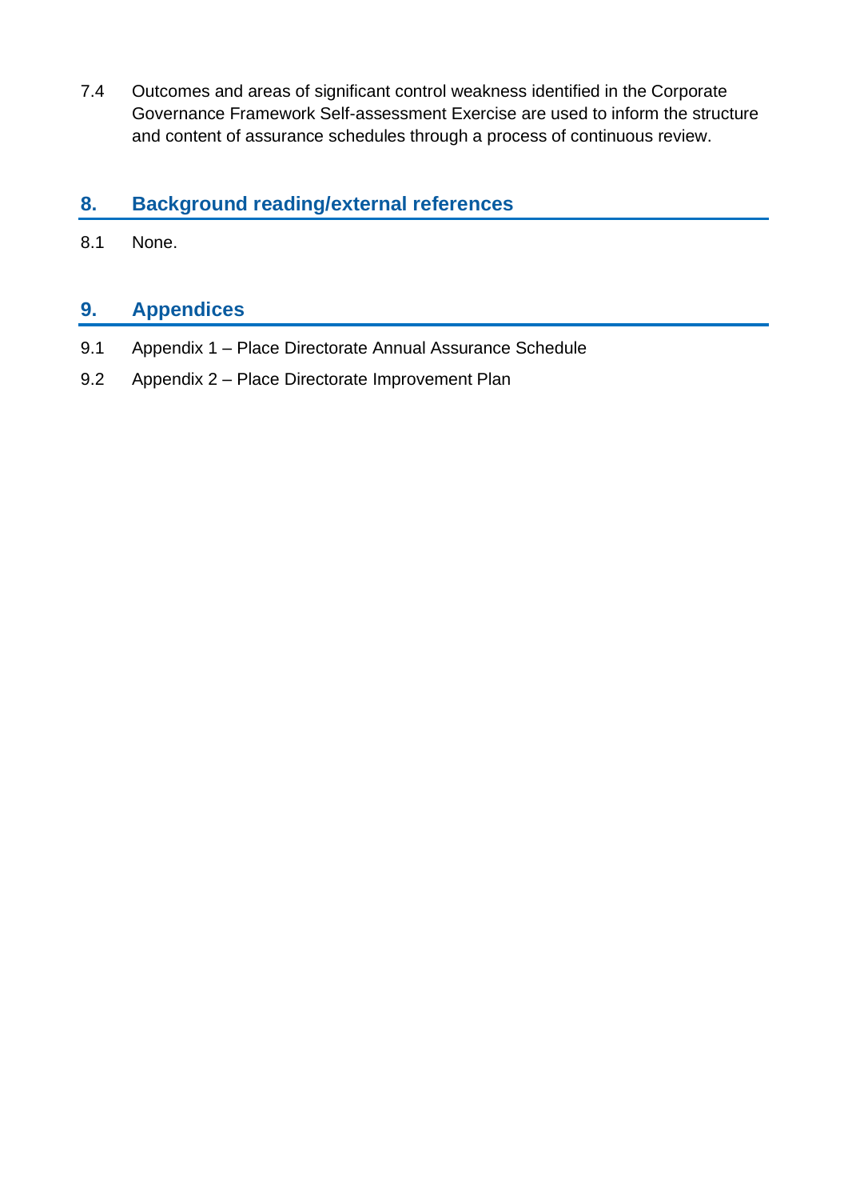7.4 Outcomes and areas of significant control weakness identified in the Corporate Governance Framework Self-assessment Exercise are used to inform the structure and content of assurance schedules through a process of continuous review.

## 8. Background reading/external references

8.1 None.

## 9. Appendices

9.1 Appendix 1 – Place Directorate Annual Assurance Schedule

9.2 Appendix 2 – Place Directorate Improvement Plan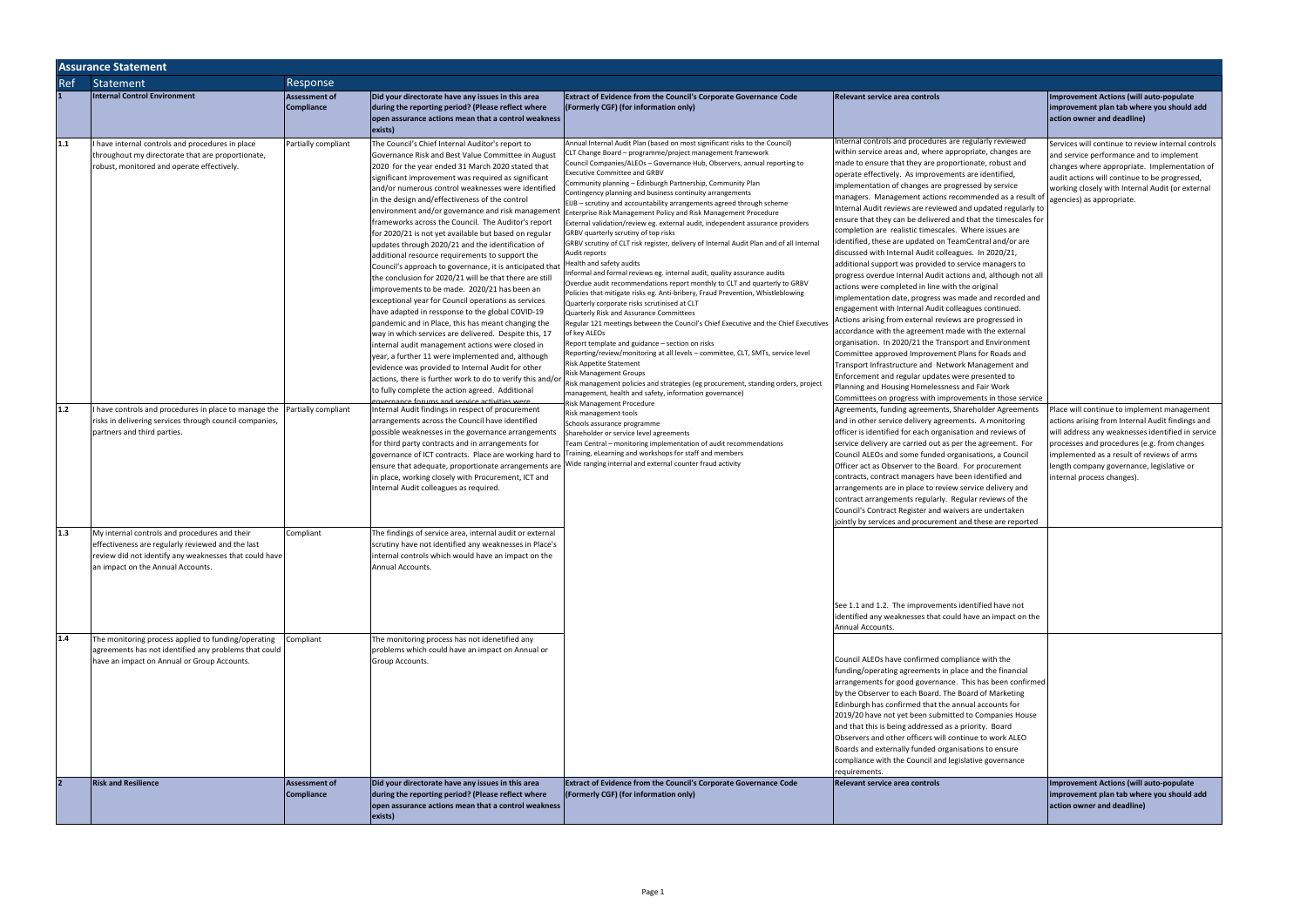## Assurance Statement

| Ref | Statement | Response | | | | |
|---|---|---|---|---|---|---|
| **1** | **Internal Control Environment** | **Assessment of Compliance** | **Did your directorate have any issues in this area during the reporting period? (Please reflect where open assurance actions mean that a control weakness exists)** | **Extract of Evidence from the Council's Corporate Governance Code (Formerly CGF) (for information only)** | **Relevant service area controls** | **Improvement Actions (will auto-populate improvement plan tab where you should add action owner and deadline)** |
| 1.1 | I have internal controls and procedures in place throughout my directorate that are proportionate, robust, monitored and operate effectively. | Partially compliant | The Council's Chief Internal Auditor's report to Governance Risk and Best Value Committee in August 2020 for the year ended 31 March 2020 stated that significant improvement was required as significant and/or numerous control weaknesses were identified in the design and/effectiveness of the control environment and/or governance and risk management frameworks across the Council. The Auditor's report for 2020/21 is not yet available but based on regular updates through 2020/21 and the identification of additional resource requirements to support the Council's approach to governance, it is anticipated that the conclusion for 2020/21 will be that there are still improvements to be made. 2020/21 has been an exceptional year for Council operations as services have adapted in ressponse to the global COVID-19 pandemic and in Place, this has meant changing the way in which services are delivered. Despite this, 17 internal audit management actions were closed in year, a further 11 were implemented and, although evidence was provided to Internal Audit for other actions, there is further work to do to verify this and/or to fully complete the action agreed. Additional governance forums and service activities were | Annual Internal Audit Plan (based on most significant risks to the Council)<br>CLT Change Board – programme/project management framework<br>Council Companies/ALEOs – Governance Hub, Observers, annual reporting to Executive Committee and GRBV<br>Community planning – Edinburgh Partnership, Community Plan<br>Contingency planning and business continuity arrangements<br>EIJB – scrutiny and accountability arrangements agreed through scheme<br>Enterprise Risk Management Policy and Risk Management Procedure<br>External validation/review eg. external audit, independent assurance providers<br>GRBV quarterly scrutiny of top risks<br>GRBV scrutiny of CLT risk register, delivery of Internal Audit Plan and of all Internal Audit reports<br>Health and safety audits<br>Informal and formal reviews eg. internal audit, quality assurance audits<br>Overdue audit recommendations report monthly to CLT and quarterly to GRBV<br>Policies that mitigate risks eg. Anti-bribery, Fraud Prevention, Whistleblowing<br>Quarterly corporate risks scrutinised at CLT<br>Quarterly Risk and Assurance Committees<br>Regular 121 meetings between the Council's Chief Executive and the Chief Executives of key ALEOs<br>Report template and guidance – section on risks<br>Reporting/review/monitoring at all levels – committee, CLT, SMTs, service level<br>Risk Appetite Statement<br>Risk Management Groups<br>Risk management policies and strategies (eg procurement, standing orders, project management, health and safety, information governance)<br>Risk Management Procedure<br>Risk management tools<br>Schools assurance programme<br>Shareholder or service level agreements<br>Team Central – monitoring implementation of audit recommendations<br>Training, eLearning and workshops for staff and members<br>Wide ranging internal and external counter fraud activity | Internal controls and procedures are regularly reviewed within service areas and, where appropriate, changes are made to ensure that they are proportionate, robust and operate effectively. As improvements are identified, implementation of changes are progressed by service managers. Management actions recommended as a result of Internal Audit reviews are reviewed and updated regularly to ensure that they can be delivered and that the timescales for completion are realistic timescales. Where issues are identified, these are updated on TeamCentral and/or are discussed with Internal Audit colleagues. In 2020/21, additional support was provided to service managers to progress overdue Internal Audit actions and, although not all actions were completed in line with the original implementation date, progress was made and recorded and engagement with Internal Audit colleagues continued. Actions arising from external reviews are progressed in accordance with the agreement made with the external organisation. In 2020/21 the Transport and Environment Committee approved Improvement Plans for Roads and Transport Infrastructure and Network Management and Enforcement and regular updates were presented to Planning and Housing Homelessness and Fair Work Committees on progress with improvements in those service | Services will continue to review internal controls and service performance and to implement changes where appropriate. Implementation of audit actions will continue to be progressed, working closely with Internal Audit (or external agencies) as appropriate. |
| 1.2 | I have controls and procedures in place to manage the risks in delivering services through council companies, partners and third parties. | Partially compliant | Internal Audit findings in respect of procurement arrangements across the Council have identified possible weaknesses in the governance arrangements for third party contracts and in arrangements for governance of ICT contracts. Place are working hard to ensure that adequate, proportionate arrangements are in place, working closely with Procurement, ICT and Internal Audit colleagues as required. | | Agreements, funding agreements, Shareholder Agreements and in other service delivery agreements. A monitoring officer is identified for each organisation and reviews of service delivery are carried out as per the agreement. For Council ALEOs and some funded organisations, a Council Officer act as Observer to the Board. For procurement contracts, contract managers have been identified and arrangements are in place to review service delivery and contract arrangements regularly. Regular reviews of the Council's Contract Register and waivers are undertaken jointly by services and procurement and these are reported | Place will continue to implement management actions arising from Internal Audit findings and will address any weaknesses identified in service processes and procedures (e.g. from changes implemented as a result of reviews of arms length company governance, legislative or internal process changes). |
| 1.3 | My internal controls and procedures and their effectiveness are regularly reviewed and the last review did not identify any weaknesses that could have an impact on the Annual Accounts. | Compliant | The findings of service area, internal audit or external scrutiny have not identified any weaknesses in Place's internal controls which would have an impact on the Annual Accounts. | | See 1.1 and 1.2. The improvements identified have not identified any weaknesses that could have an impact on the Annual Accounts. | |
| 1.4 | The monitoring process applied to funding/operating agreements has not identified any problems that could have an impact on Annual or Group Accounts. | Compliant | The monitoring process has not idenetified any problems which could have an impact on Annual or Group Accounts. | | Council ALEOs have confirmed compliance with the funding/operating agreements in place and the financial arrangements for good governance. This has been confirmed by the Observer to each Board. The Board of Marketing Edinburgh has confirmed that the annual accounts for 2019/20 have not yet been submitted to Companies House and that this is being addressed as a priority. Board Observers and other officers will continue to work ALEO Boards and externally funded organisations to ensure compliance with the Council and legislative governance requirements. | |
| **2** | **Risk and Resilience** | **Assessment of Compliance** | **Did your directorate have any issues in this area during the reporting period? (Please reflect where open assurance actions mean that a control weakness exists)** | **Extract of Evidence from the Council's Corporate Governance Code (Formerly CGF) (for information only)** | **Relevant service area controls** | **Improvement Actions (will auto-populate improvement plan tab where you should add action owner and deadline)** |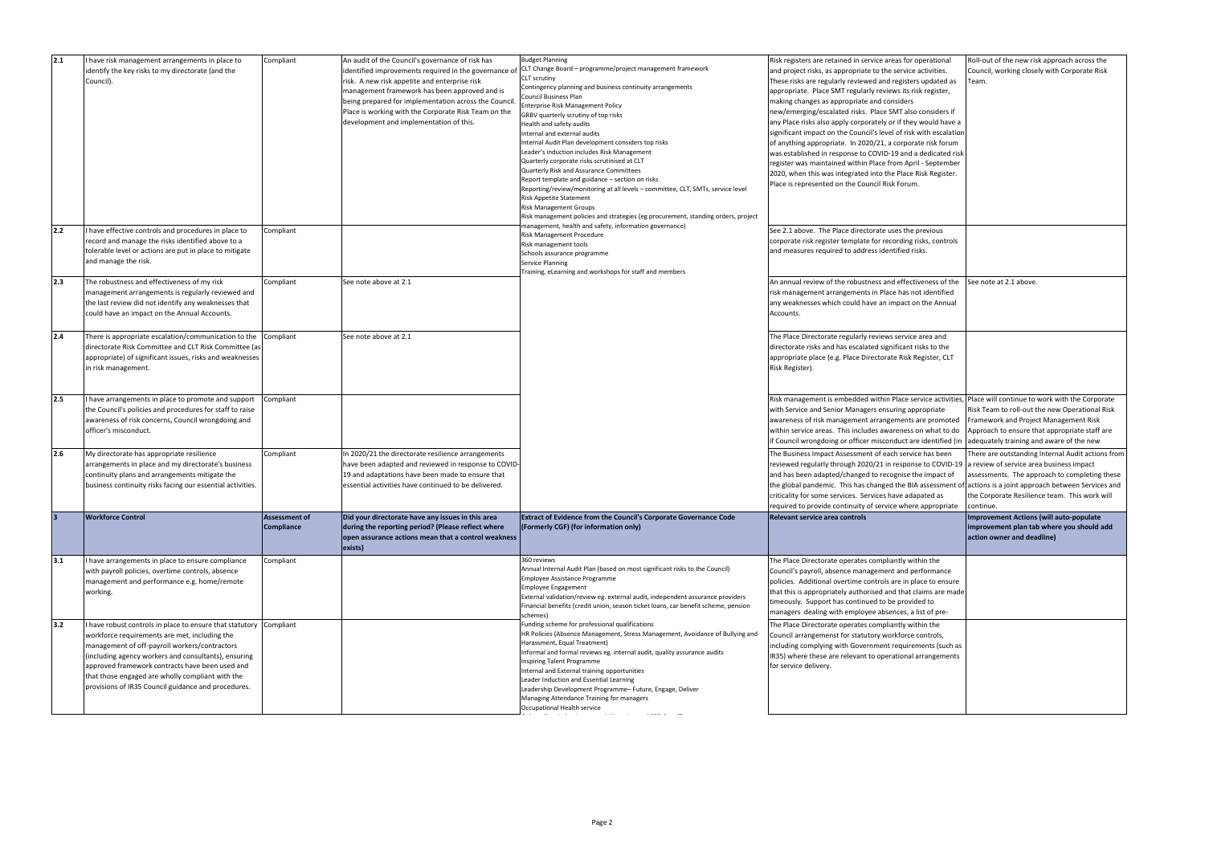| 2.1 | I have risk management arrangements in place to identify the key risks to my directorate (and the Council). | Compliant | An audit of the Council's governance of risk has identified improvements required in the governance of risk. A new risk appetite and enterprise risk management framework has been approved and is being prepared for implementation across the Council. Place is working with the Corporate Risk Team on the development and implementation of this. | Budget Planning<br>CLT Change Board – programme/project management framework<br>CLT scrutiny<br>Contingency planning and business continuity arrangements<br>Council Business Plan<br>Enterprise Risk Management Policy<br>GRBV quarterly scrutiny of top risks<br>Health and safety audits<br>Internal and external audits<br>Internal Audit Plan development considers top risks<br>Leader's induction includes Risk Management<br>Quarterly corporate risks scrutinised at CLT<br>Quarterly Risk and Assurance Committees<br>Report template and guidance – section on risks<br>Reporting/review/monitoring at all levels – committee, CLT, SMTs, service level<br>Risk Appetite Statement<br>Risk Management Groups<br>Risk management policies and strategies (eg procurement, standing orders, project management, health and safety, information governance)<br>Risk Management Procedure<br>Risk management tools<br>Schools assurance programme<br>Service Planning<br>Training, eLearning and workshops for staff and members | Risk registers are retained in service areas for operational and project risks, as appropriate to the service activities. These risks are regularly reviewed and registers updated as appropriate. Place SMT regularly reviews its risk register, making changes as appropriate and considers new/emerging/escalated risks. Place SMT also considers if any Place risks also apply corporately or if they would have a significant impact on the Council's level of risk with escalation of anything appropriate. In 2020/21, a corporate risk forum was established in response to COVID-19 and a dedicated risk register was maintained within Place from April - September 2020, when this was integrated into the Place Risk Register. Place is represented on the Council Risk Forum. | Roll-out of the new risk approach across the Council, working closely with Corporate Risk Team. |
|---|---|---|---|---|---|---|
| 2.2 | I have effective controls and procedures in place to record and manage the risks identified above to a tolerable level or actions are put in place to mitigate and manage the risk. | Compliant | | | See 2.1 above. The Place directorate uses the previous corporate risk register template for recording risks, controls and measures required to address identified risks. | |
| 2.3 | The robustness and effectiveness of my risk management arrangements is regularly reviewed and the last review did not identify any weaknesses that could have an impact on the Annual Accounts. | Compliant | See note above at 2.1 | | An annual review of the robustness and effectiveness of the risk management arrangements in Place has not identified any weaknesses which could have an impact on the Annual Accounts. | See note at 2.1 above. |
| 2.4 | There is appropriate escalation/communication to the directorate Risk Committee and CLT Risk Committee (as appropriate) of significant issues, risks and weaknesses in risk management. | Compliant | See note above at 2.1 | | The Place Directorate regularly reviews service area and directorate risks and has escalated significant risks to the appropriate place (e.g. Place Directorate Risk Register, CLT Risk Register). | |
| 2.5 | I have arrangements in place to promote and support the Council's policies and procedures for staff to raise awareness of risk concerns, Council wrongdoing and officer's misconduct. | Compliant | | | Risk management is embedded within Place service activities, with Service and Senior Managers ensuring appropriate awareness of risk management arrangements are promoted within service areas. This includes awareness on what to do if Council wrongdoing or officer misconduct are identified (in | Place will continue to work with the Corporate Risk Team to roll-out the new Operational Risk Framework and Project Management Risk Approach to ensure that appropriate staff are adequately training and aware of the new |
| 2.6 | My directorate has appropriate resilience arrangements in place and my directorate's business continuity plans and arrangements mitigate the business continuity risks facing our essential activities. | Compliant | In 2020/21 the directorate resilience arrangements have been adapted and reviewed in response to COVID-19 and adaptations have been made to ensure that essential activities have continued to be delivered. | | The Business Impact Assessment of each service has been reviewed regularly through 2020/21 in response to COVID-19 and has been adapted/changed to recognise the impact of the global pandemic. This has changed the BIA assessment of criticality for some services. Services have adapated as required to provide continuity of service where appropriate | There are outstanding Internal Audit actions from a review of service area business impact assessments. The approach to completing these actions is a joint approach between Services and the Corporate Resilience team. This work will continue. |
| **3** | **Workforce Control** | **Assessment of Compliance** | **Did your directorate have any issues in this area during the reporting period? (Please reflect where open assurance actions mean that a control weakness exists)** | **Extract of Evidence from the Council's Corporate Governance Code (Formerly CGF) (for information only)** | **Relevant service area controls** | **Improvement Actions (will auto-populate improvement plan tab where you should add action owner and deadline)** |
| 3.1 | I have arrangements in place to ensure compliance with payroll policies, overtime controls, absence management and performance e.g. home/remote working. | Compliant | | 360 reviews<br>Annual Internal Audit Plan (based on most significant risks to the Council)<br>Employee Assistance Programme<br>Employee Engagement<br>External validation/review eg. external audit, independent assurance providers<br>Financial benefits (credit union, season ticket loans, car benefit scheme, pension schemes)<br>Funding scheme for professional qualifications<br>HR Policies (Absence Management, Stress Management, Avoidance of Bullying and Harassment, Equal Treatment)<br>Informal and formal reviews eg. internal audit, quality assurance audits<br>Inspiring Talent Programme<br>Internal and External training opportunities<br>Leader Induction and Essential Learning<br>Leadership Development Programme– Future, Engage, Deliver<br>Managing Attendance Training for managers<br>Occupational Health service | The Place Directorate operates compliantly within the Council's payroll, absence management and performance policies. Additional overtime controls are in place to ensure that this is appropriately authorised and that claims are made timeously. Support has continued to be provided to managers dealing with employee absences, a list of pre- | |
| 3.2 | I have robust controls in place to ensure that statutory workforce requirements are met, including the management of off-payroll workers/contractors (including agency workers and consultants), ensuring approved framework contracts have been used and that those engaged are wholly compliant with the provisions of IR35 Council guidance and procedures. | Compliant | | | The Place Directorate operates compliantly within the Council arrangemenst for statutory workforce controls, including complying with Government requirements (such as IR35) where these are relevant to operational arrangements for service delivery. | |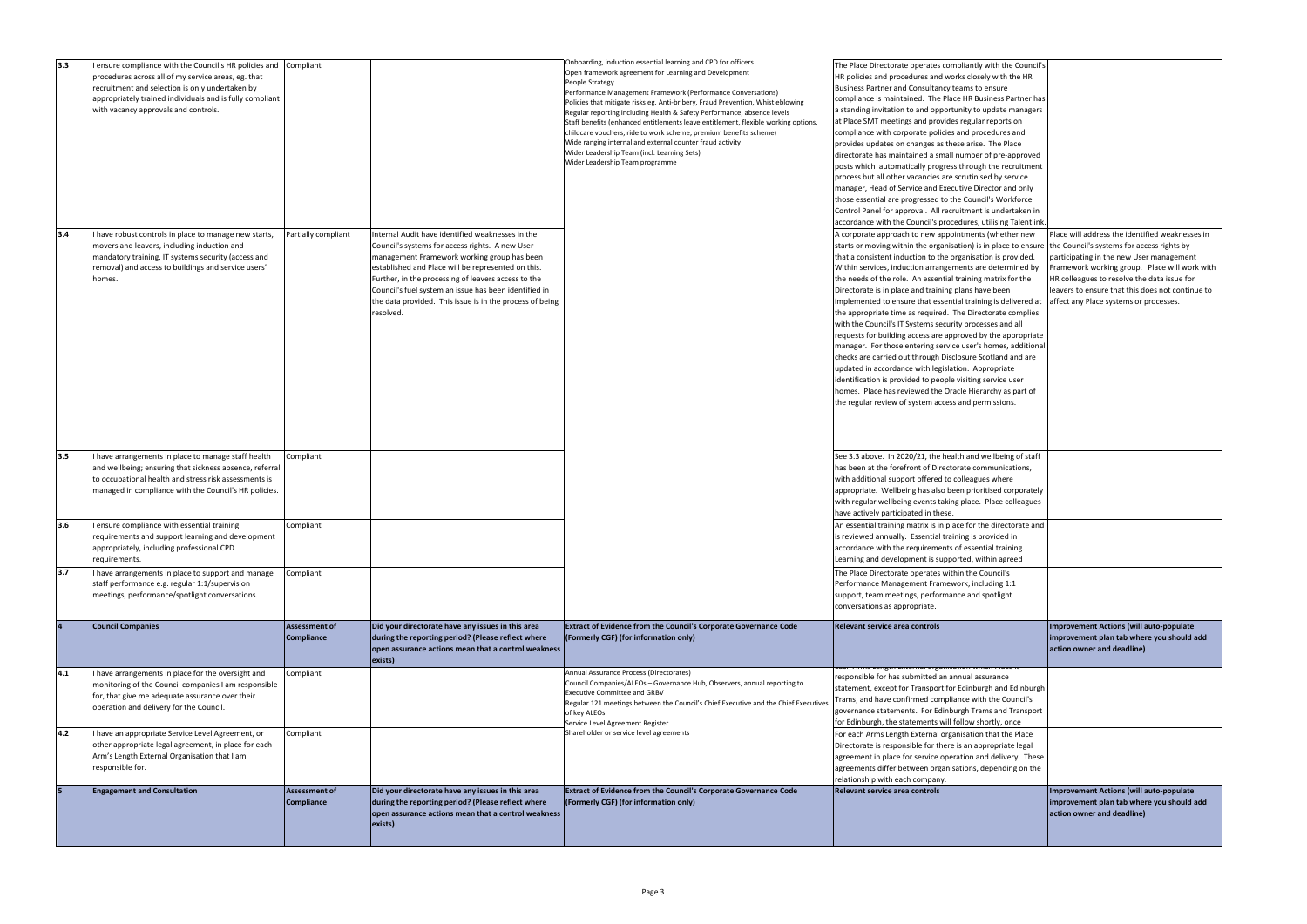| | | | | | | |
|---|---|---|---|---|---|---|
| 3.3 | I ensure compliance with the Council's HR policies and procedures across all of my service areas, eg. that recruitment and selection is only undertaken by appropriately trained individuals and is fully compliant with vacancy approvals and controls. | Compliant | | Onboarding, induction essential learning and CPD for officers<br>Open framework agreement for Learning and Development<br>People Strategy<br>Performance Management Framework (Performance Conversations)<br>Policies that mitigate risks eg. Anti-bribery, Fraud Prevention, Whistleblowing<br>Regular reporting including Health & Safety Performance, absence levels<br>Staff benefits (enhanced entitlements leave entitlement, flexible working options, childcare vouchers, ride to work scheme, premium benefits scheme)<br>Wide ranging internal and external counter fraud activity<br>Wider Leadership Team (incl. Learning Sets)<br>Wider Leadership Team programme | The Place Directorate operates compliantly with the Council's HR policies and procedures and works closely with the HR Business Partner and Consultancy teams to ensure compliance is maintained. The Place HR Business Partner has a standing invitation to and opportunity to update managers at Place SMT meetings and provides regular reports on compliance with corporate policies and procedures and provides updates on changes as these arise. The Place directorate has maintained a small number of pre-approved posts which automatically progress through the recruitment process but all other vacancies are scrutinised by service manager, Head of Service and Executive Director and only those essential are progressed to the Council's Workforce Control Panel for approval. All recruitment is undertaken in accordance with the Council's procedures, utilising Talentlink. | |
| 3.4 | I have robust controls in place to manage new starts, movers and leavers, including induction and mandatory training, IT systems security (access and removal) and access to buildings and service users' homes. | Partially compliant | Internal Audit have identified weaknesses in the Council's systems for access rights. A new User management Framework working group has been established and Place will be represented on this. Further, in the processing of leavers access to the Council's fuel system an issue has been identified in the data provided. This issue is in the process of being resolved. | | A corporate approach to new appointments (whether new starts or moving within the organisation) is in place to ensure that a consistent induction to the organisation is provided. Within services, induction arrangements are determined by the needs of the role. An essential training matrix for the Directorate is in place and training plans have been implemented to ensure that essential training is delivered at the appropriate time as required. The Directorate complies with the Council's IT Systems security processes and all requests for building access are approved by the appropriate manager. For those entering service user's homes, additional checks are carried out through Disclosure Scotland and are updated in accordance with legislation. Appropriate identification is provided to people visiting service user homes. Place has reviewed the Oracle Hierarchy as part of the regular review of system access and permissions. | Place will address the identified weaknesses in the Council's systems for access rights by participating in the new User management Framework working group. Place will work with HR colleagues to resolve the data issue for leavers to ensure that this does not continue to affect any Place systems or processes. |
| 3.5 | I have arrangements in place to manage staff health and wellbeing; ensuring that sickness absence, referral to occupational health and stress risk assessments is managed in compliance with the Council's HR policies. | Compliant | | | See 3.3 above. In 2020/21, the health and wellbeing of staff has been at the forefront of Directorate communications, with additional support offered to colleagues where appropriate. Wellbeing has also been prioritised corporately with regular wellbeing events taking place. Place colleagues have actively participated in these. | |
| 3.6 | I ensure compliance with essential training requirements and support learning and development appropriately, including professional CPD requirements. | Compliant | | | An essential training matrix is in place for the directorate and is reviewed annually. Essential training is provided in accordance with the requirements of essential training. Learning and development is supported, within agreed | |
| 3.7 | I have arrangements in place to support and manage staff performance e.g. regular 1:1/supervision meetings, performance/spotlight conversations. | Compliant | | | The Place Directorate operates within the Council's Performance Management Framework, including 1:1 support, team meetings, performance and spotlight conversations as appropriate. | |
| **4** | **Council Companies** | **Assessment of Compliance** | **Did your directorate have any issues in this area during the reporting period? (Please reflect where open assurance actions mean that a control weakness exists)** | **Extract of Evidence from the Council's Corporate Governance Code (Formerly CGF) (for information only)** | **Relevant service area controls** | **Improvement Actions (will auto-populate improvement plan tab where you should add action owner and deadline)** |
| 4.1 | I have arrangements in place for the oversight and monitoring of the Council companies I am responsible for, that give me adequate assurance over their operation and delivery for the Council. | Compliant | | Annual Assurance Process (Directorates)<br>Council Companies/ALEOs – Governance Hub, Observers, annual reporting to Executive Committee and GRBV<br>Regular 121 meetings between the Council's Chief Executive and the Chief Executives of key ALEOs<br>Service Level Agreement Register<br>Shareholder or service level agreements | responsible for has submitted an annual assurance statement, except for Transport for Edinburgh and Edinburgh Trams, and have confirmed compliance with the Council's governance statements. For Edinburgh Trams and Transport for Edinburgh, the statements will follow shortly, once | |
| 4.2 | I have an appropriate Service Level Agreement, or other appropriate legal agreement, in place for each Arm's Length External Organisation that I am responsible for. | Compliant | | | For each Arms Length External organisation that the Place Directorate is responsible for there is an appropriate legal agreement in place for service operation and delivery. These agreements differ between organisations, depending on the relationship with each company. | |
| **5** | **Engagement and Consultation** | **Assessment of Compliance** | **Did your directorate have any issues in this area during the reporting period? (Please reflect where open assurance actions mean that a control weakness exists)** | **Extract of Evidence from the Council's Corporate Governance Code (Formerly CGF) (for information only)** | **Relevant service area controls** | **Improvement Actions (will auto-populate improvement plan tab where you should add action owner and deadline)** |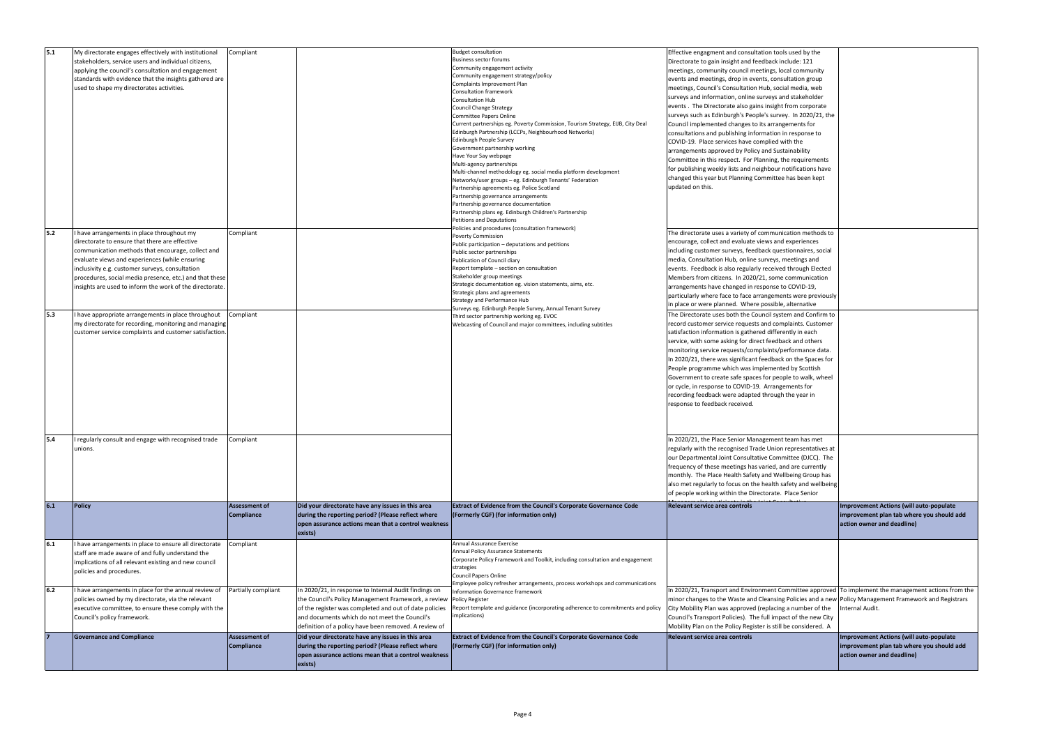| | | | | | | |
|---|---|---|---|---|---|---|
| 5.1 | My directorate engages effectively with institutional stakeholders, service users and individual citizens, applying the council's consultation and engagement standards with evidence that the insights gathered are used to shape my directorates activities. | Compliant | | Budget consultation<br>Business sector forums<br>Community engagement activity<br>Community engagement strategy/policy<br>Complaints Improvement Plan<br>Consultation framework<br>Consultation Hub<br>Council Change Strategy<br>Committee Papers Online<br>Current partnerships eg. Poverty Commission, Tourism Strategy, EIJB, City Deal<br>Edinburgh Partnership (LCCPs, Neighbourhood Networks)<br>Edinburgh People Survey<br>Government partnership working<br>Have Your Say webpage<br>Multi-agency partnerships<br>Multi-channel methodology eg. social media platform development<br>Networks/user groups – eg. Edinburgh Tenants' Federation<br>Partnership agreements eg. Police Scotland<br>Partnership governance arrangements<br>Partnership governance documentation<br>Partnership plans eg. Edinburgh Children's Partnership<br>Petitions and Deputations<br>Policies and procedures (consultation framework)<br>Poverty Commission<br>Public participation – deputations and petitions<br>Public sector partnerships<br>Publication of Council diary<br>Report template – section on consultation<br>Stakeholder group meetings<br>Strategic documentation eg. vision statements, aims, etc.<br>Strategic plans and agreements<br>Strategy and Performance Hub<br>Surveys eg. Edinburgh People Survey, Annual Tenant Survey<br>Third sector partnership working eg. EVOC<br>Webcasting of Council and major committees, including subtitles | Effective engagment and consultation tools used by the Directorate to gain insight and feedback include: 121 meetings, community council meetings, local community events and meetings, drop in events, consultation group meetings, Council's Consultation Hub, social media, web surveys and information, online surveys and stakeholder events . The Directorate also gains insight from corporate surveys such as Edinburgh's People's survey. In 2020/21, the Council implemented changes to its arrangements for consultations and publishing information in response to COVID-19. Place services have complied with the arrangements approved by Policy and Sustainability Committee in this respect. For Planning, the requirements for publishing weekly lists and neighbour notifications have changed this year but Planning Committee has been kept updated on this. | |
| 5.2 | I have arrangements in place throughout my directorate to ensure that there are effective communication methods that encourage, collect and evaluate views and experiences (while ensuring inclusivity e.g. customer surveys, consultation procedures, social media presence, etc.) and that these insights are used to inform the work of the directorate. | Compliant | | | The directorate uses a variety of communication methods to encourage, collect and evaluate views and experiences including customer surveys, feedback questionnaires, social media, Consultation Hub, online surveys, meetings and events. Feedback is also regularly received through Elected Members from citizens. In 2020/21, some communication arrangements have changed in response to COVID-19, particularly where face to face arrangements were previously in place or were planned. Where possible, alternative | |
| 5.3 | I have appropriate arrangements in place throughout my directorate for recording, monitoring and managing customer service complaints and customer satisfaction. | Compliant | | | The Directorate uses both the Council system and Confirm to record customer service requests and complaints. Customer satisfaction information is gathered differently in each service, with some asking for direct feedback and others monitoring service requests/complaints/performance data. In 2020/21, there was significant feedback on the Spaces for People programme which was implemented by Scottish Government to create safe spaces for people to walk, wheel or cycle, in response to COVID-19. Arrangements for recording feedback were adapted through the year in response to feedback received. | |
| 5.4 | I regularly consult and engage with recognised trade unions. | Compliant | | | In 2020/21, the Place Senior Management team has met regularly with the recognised Trade Union representatives at our Departmental Joint Consultative Committee (DJCC). The frequency of these meetings has varied, and are currently monthly. The Place Health Safety and Wellbeing Group has also met regularly to focus on the health safety and wellbeing of people working within the Directorate. Place Senior | |
| **6.1** | **Policy** | **Assessment of Compliance** | **Did your directorate have any issues in this area during the reporting period? (Please reflect where open assurance actions mean that a control weakness exists)** | **Extract of Evidence from the Council's Corporate Governance Code (Formerly CGF) (for information only)** | **Relevant service area controls** | **Improvement Actions (will auto-populate improvement plan tab where you should add action owner and deadline)** |
| 6.1 | I have arrangements in place to ensure all directorate staff are made aware of and fully understand the implications of all relevant existing and new council policies and procedures. | Compliant | | Annual Assurance Exercise<br>Annual Policy Assurance Statements<br>Corporate Policy Framework and Toolkit, including consultation and engagement strategies<br>Council Papers Online<br>Employee policy refresher arrangements, process workshops and communications<br>Information Governance framework<br>Policy Register<br>Report template and guidance (incorporating adherence to commitments and policy implications) | | |
| 6.2 | I have arrangements in place for the annual review of policies owned by my directorate, via the relevant executive committee, to ensure these comply with the Council's policy framework. | Partially compliant | In 2020/21, in response to Internal Audit findings on the Council's Policy Management Framework, a review of the register was completed and out of date policies and documents which do not meet the Council's definition of a policy have been removed. A review of | | In 2020/21, Transport and Environment Committee approved minor changes to the Waste and Cleansing Policies and a new City Mobility Plan was approved (replacing a number of the Council's Transport Policies). The full impact of the new City Mobility Plan on the Policy Register is still be considered. A | To implement the management actions from the Policy Management Framework and Registrars Internal Audit. |
| **7** | **Governance and Compliance** | **Assessment of Compliance** | **Did your directorate have any issues in this area during the reporting period? (Please reflect where open assurance actions mean that a control weakness exists)** | **Extract of Evidence from the Council's Corporate Governance Code (Formerly CGF) (for information only)** | **Relevant service area controls** | **Improvement Actions (will auto-populate improvement plan tab where you should add action owner and deadline)** |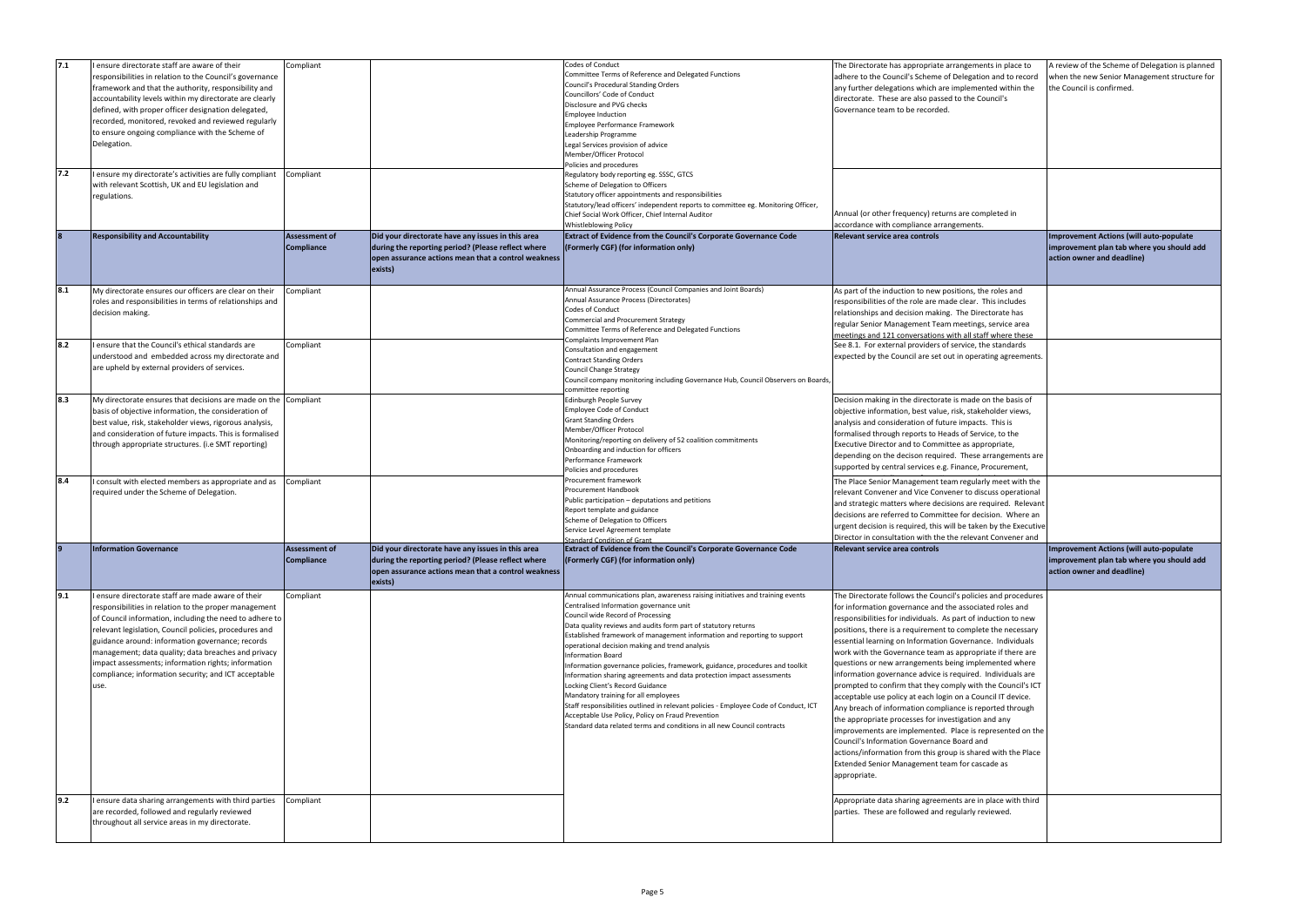| | | | | | | |
|---|---|---|---|---|---|---|
| 7.1 | I ensure directorate staff are aware of their responsibilities in relation to the Council's governance framework and that the authority, responsibility and accountability levels within my directorate are clearly defined, with proper officer designation delegated, recorded, monitored, revoked and reviewed regularly to ensure ongoing compliance with the Scheme of Delegation. | Compliant | | Codes of Conduct<br>Committee Terms of Reference and Delegated Functions<br>Council's Procedural Standing Orders<br>Councillors' Code of Conduct<br>Disclosure and PVG checks<br>Employee Induction<br>Employee Performance Framework<br>Leadership Programme<br>Legal Services provision of advice<br>Member/Officer Protocol<br>Policies and procedures<br>Regulatory body reporting eg. SSSC, GTCS<br>Scheme of Delegation to Officers<br>Statutory officer appointments and responsibilities<br>Statutory/lead officers' independent reports to committee eg. Monitoring Officer, Chief Social Work Officer, Chief Internal Auditor<br>Whistleblowing Policy | The Directorate has appropriate arrangements in place to adhere to the Council's Scheme of Delegation and to record any further delegations which are implemented within the directorate. These are also passed to the Council's Governance team to be recorded. | A review of the Scheme of Delegation is planned when the new Senior Management structure for the Council is confirmed. |
| 7.2 | I ensure my directorate's activities are fully compliant with relevant Scottish, UK and EU legislation and regulations. | Compliant | | | Annual (or other frequency) returns are completed in accordance with compliance arrangements. | |
| **8** | **Responsibility and Accountability** | **Assessment of Compliance** | **Did your directorate have any issues in this area during the reporting period? (Please reflect where open assurance actions mean that a control weakness exists)** | **Extract of Evidence from the Council's Corporate Governance Code (Formerly CGF) (for information only)** | **Relevant service area controls** | **Improvement Actions (will auto-populate improvement plan tab where you should add action owner and deadline)** |
| 8.1 | My directorate ensures our officers are clear on their roles and responsibilities in terms of relationships and decision making. | Compliant | | Annual Assurance Process (Council Companies and Joint Boards)<br>Annual Assurance Process (Directorates)<br>Codes of Conduct<br>Commercial and Procurement Strategy<br>Committee Terms of Reference and Delegated Functions<br>Complaints Improvement Plan<br>Consultation and engagement<br>Contract Standing Orders<br>Council Change Strategy<br>Council company monitoring including Governance Hub, Council Observers on Boards, committee reporting<br>Edinburgh People Survey<br>Employee Code of Conduct<br>Grant Standing Orders<br>Member/Officer Protocol<br>Monitoring/reporting on delivery of 52 coalition commitments<br>Onboarding and induction for officers<br>Performance Framework<br>Policies and procedures<br>Procurement framework<br>Procurement Handbook<br>Public participation – deputations and petitions<br>Report template and guidance<br>Scheme of Delegation to Officers<br>Service Level Agreement template<br>Standard Condition of Grant | As part of the induction to new positions, the roles and responsibilities of the role are made clear. This includes relationships and decision making. The Directorate has regular Senior Management Team meetings, service area meetings and 121 conversations with all staff where these | |
| 8.2 | I ensure that the Council's ethical standards are understood and embedded across my directorate and are upheld by external providers of services. | Compliant | | | See 8.1. For external providers of service, the standards expected by the Council are set out in operating agreements. | |
| 8.3 | My directorate ensures that decisions are made on the basis of objective information, the consideration of best value, risk, stakeholder views, rigorous analysis, and consideration of future impacts. This is formalised through appropriate structures. (i.e SMT reporting) | Compliant | | | Decision making in the directorate is made on the basis of objective information, best value, risk, stakeholder views, analysis and consideration of future impacts. This is formalised through reports to Heads of Service, to the Executive Director and to Committee as appropriate, depending on the decison required. These arrangements are supported by central services e.g. Finance, Procurement, | |
| 8.4 | I consult with elected members as appropriate and as required under the Scheme of Delegation. | Compliant | | | The Place Senior Management team regularly meet with the relevant Convener and Vice Convener to discuss operational and strategic matters where decisions are required. Relevant decisions are referred to Committee for decision. Where an urgent decision is required, this will be taken by the Executive Director in consultation with the the relevant Convener and | |
| **9** | **Information Governance** | **Assessment of Compliance** | **Did your directorate have any issues in this area during the reporting period? (Please reflect where open assurance actions mean that a control weakness exists)** | **Extract of Evidence from the Council's Corporate Governance Code (Formerly CGF) (for information only)** | **Relevant service area controls** | **Improvement Actions (will auto-populate improvement plan tab where you should add action owner and deadline)** |
| 9.1 | I ensure directorate staff are made aware of their responsibilities in relation to the proper management of Council information, including the need to adhere to relevant legislation, Council policies, procedures and guidance around: information governance; records management; data quality; data breaches and privacy impact assessments; information rights; information compliance; information security; and ICT acceptable use. | Compliant | | Annual communications plan, awareness raising initiatives and training events<br>Centralised Information governance unit<br>Council wide Record of Processing<br>Data quality reviews and audits form part of statutory returns<br>Established framework of management information and reporting to support operational decision making and trend analysis<br>Information Board<br>Information governance policies, framework, guidance, procedures and toolkit<br>Information sharing agreements and data protection impact assessments<br>Locking Client's Record Guidance<br>Mandatory training for all employees<br>Staff responsibilities outlined in relevant policies - Employee Code of Conduct, ICT Acceptable Use Policy, Policy on Fraud Prevention<br>Standard data related terms and conditions in all new Council contracts | The Directorate follows the Council's policies and procedures for information governance and the associated roles and responsibilities for individuals. As part of induction to new positions, there is a requirement to complete the necessary essential learning on Information Governance. Individuals work with the Governance team as appropriate if there are questions or new arrangements being implemented where information governance advice is required. Individuals are prompted to confirm that they comply with the Council's ICT acceptable use policy at each login on a Council IT device. Any breach of information compliance is reported through the appropriate processes for investigation and any improvements are implemented. Place is represented on the Council's Information Governance Board and actions/information from this group is shared with the Place Extended Senior Management team for cascade as appropriate. | |
| 9.2 | I ensure data sharing arrangements with third parties are recorded, followed and regularly reviewed throughout all service areas in my directorate. | Compliant | | | Appropriate data sharing agreements are in place with third parties. These are followed and regularly reviewed. | |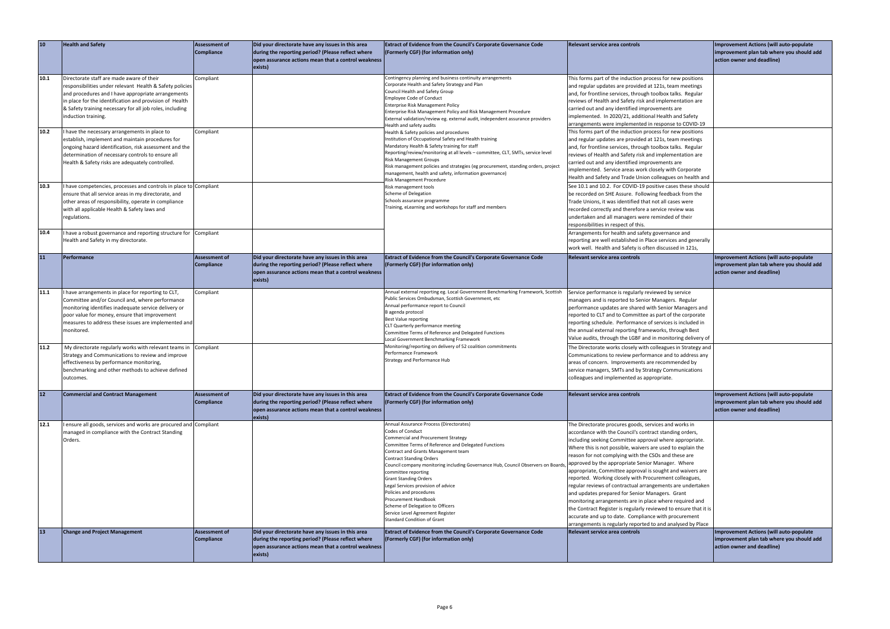| 10 | Health and Safety | Assessment of Compliance | Did your directorate have any issues in this area during the reporting period? (Please reflect where open assurance actions mean that a control weakness exists) | Extract of Evidence from the Council's Corporate Governance Code (Formerly CGF) (for information only) | Relevant service area controls | Improvement Actions (will auto-populate improvement plan tab where you should add action owner and deadline) |
|---|---|---|---|---|---|---|
| 10.1 | Directorate staff are made aware of their responsibilities under relevant Health & Safety policies and procedures and I have appropriate arrangements in place for the identification and provision of Health & Safety training necessary for all job roles, including induction training. | Compliant | | Contingency planning and business continuity arrangements<br>Corporate Health and Safety Strategy and Plan<br>Council Health and Safety Group<br>Employee Code of Conduct<br>Enterprise Risk Management Policy<br>Enterprise Risk Management Policy and Risk Management Procedure<br>External validation/review eg. external audit, independent assurance providers<br>Health and safety audits<br>Health & Safety policies and procedures<br>Institution of Occupational Safety and Health training<br>Mandatory Health & Safety training for staff<br>Reporting/review/monitoring at all levels – committee, CLT, SMTs, service level<br>Risk Management Groups<br>Risk management policies and strategies (eg procurement, standing orders, project management, health and safety, information governance)<br>Risk Management Procedure<br>Risk management tools<br>Scheme of Delegation<br>Schools assurance programme<br>Training, eLearning and workshops for staff and members | This forms part of the induction process for new positions and regular updates are provided at 121s, team meetings and, for frontline services, through toolbox talks. Regular reviews of Health and Safety risk and implementation are carried out and any identified improvements are implemented. In 2020/21, additional Health and Safety arrangements were implemented in response to COVID-19 | |
| 10.2 | I have the necessary arrangements in place to establish, implement and maintain procedures for ongoing hazard identification, risk assessment and the determination of necessary controls to ensure all Health & Safety risks are adequately controlled. | Compliant | | | This forms part of the induction process for new positions and regular updates are provided at 121s, team meetings and, for frontline services, through toolbox talks. Regular reviews of Health and Safety risk and implementation are carried out and any identified improvements are implemented. Service areas work closely with Corporate Health and Safety and Trade Union colleagues on health and | |
| 10.3 | I have competencies, processes and controls in place to ensure that all service areas in my directorate, and other areas of responsibility, operate in compliance with all applicable Health & Safety laws and regulations. | Compliant | | | See 10.1 and 10.2. For COVID-19 positive cases these should be recorded on SHE Assure. Following feedback from the Trade Unions, it was identified that not all cases were recorded correctly and therefore a service review was undertaken and all managers were reminded of their responsibilities in respect of this. | |
| 10.4 | I have a robust governance and reporting structure for Health and Safety in my directorate. | Compliant | | | Arrangements for health and safety governance and reporting are well established in Place services and generally work well. Health and Safety is often discussed in 121s, | |
| **11** | **Performance** | **Assessment of Compliance** | **Did your directorate have any issues in this area during the reporting period? (Please reflect where open assurance actions mean that a control weakness exists)** | **Extract of Evidence from the Council's Corporate Governance Code (Formerly CGF) (for information only)** | **Relevant service area controls** | **Improvement Actions (will auto-populate improvement plan tab where you should add action owner and deadline)** |
| 11.1 | I have arrangements in place for reporting to CLT, Committee and/or Council and, where performance monitoring identifies inadequate service delivery or poor value for money, ensure that improvement measures to address these issues are implemented and monitored. | Compliant | | Annual external reporting eg. Local Government Benchmarking Framework, Scottish Public Services Ombudsman, Scottish Government, etc<br>Annual performance report to Council<br>B agenda protocol<br>Best Value reporting<br>CLT Quarterly performance meeting<br>Committee Terms of Reference and Delegated Functions<br>Local Government Benchmarking Framework<br>Monitoring/reporting on delivery of 52 coalition commitments<br>Performance Framework<br>Strategy and Performance Hub | Service performance is regularly reviewed by service managers and is reported to Senior Managers. Regular performance updates are shared with Senior Managers and reported to CLT and to Committee as part of the corporate reporting schedule. Performance of services is included in the annual external reporting frameworks, through Best Value audits, through the LGBF and in monitoring delivery of | |
| 11.2 | My directorate regularly works with relevant teams in Strategy and Communications to review and improve effectiveness by performance monitoring, benchmarking and other methods to achieve defined outcomes. | Compliant | | | The Directorate works closely with colleagues in Strategy and Communications to review performance and to address any areas of concern. Improvements are recommended by service managers, SMTs and by Strategy Communications colleagues and implemented as appropriate. | |
| **12** | **Commercial and Contract Management** | **Assessment of Compliance** | **Did your directorate have any issues in this area during the reporting period? (Please reflect where open assurance actions mean that a control weakness exists)** | **Extract of Evidence from the Council's Corporate Governance Code (Formerly CGF) (for information only)** | **Relevant service area controls** | **Improvement Actions (will auto-populate improvement plan tab where you should add action owner and deadline)** |
| 12.1 | I ensure all goods, services and works are procured and managed in compliance with the Contract Standing Orders. | Compliant | | Annual Assurance Process (Directorates)<br>Codes of Conduct<br>Commercial and Procurement Strategy<br>Committee Terms of Reference and Delegated Functions<br>Contract and Grants Management team<br>Contract Standing Orders<br>Council company monitoring including Governance Hub, Council Observers on Boards, committee reporting<br>Grant Standing Orders<br>Legal Services provision of advice<br>Policies and procedures<br>Procurement Handbook<br>Scheme of Delegation to Officers<br>Service Level Agreement Register<br>Standard Condition of Grant | The Directorate procures goods, services and works in accordance with the Council's contract standing orders, including seeking Committee approval where appropriate. Where this is not possible, waivers are used to explain the reason for not complying with the CSOs and these are approved by the appropriate Senior Manager. Where appropriate, Committee approval is sought and waivers are reported. Working closely with Procurement colleagues, regular reviews of contractual arrangements are undertaken and updates prepared for Senior Managers. Grant monitoring arrangements are in place where required and the Contract Register is regularly reviewed to ensure that it is accurate and up to date. Compliance with procurement arrangements is regularly reported to and analysed by Place | |
| **13** | **Change and Project Management** | **Assessment of Compliance** | **Did your directorate have any issues in this area during the reporting period? (Please reflect where open assurance actions mean that a control weakness exists)** | **Extract of Evidence from the Council's Corporate Governance Code (Formerly CGF) (for information only)** | **Relevant service area controls** | **Improvement Actions (will auto-populate improvement plan tab where you should add action owner and deadline)** |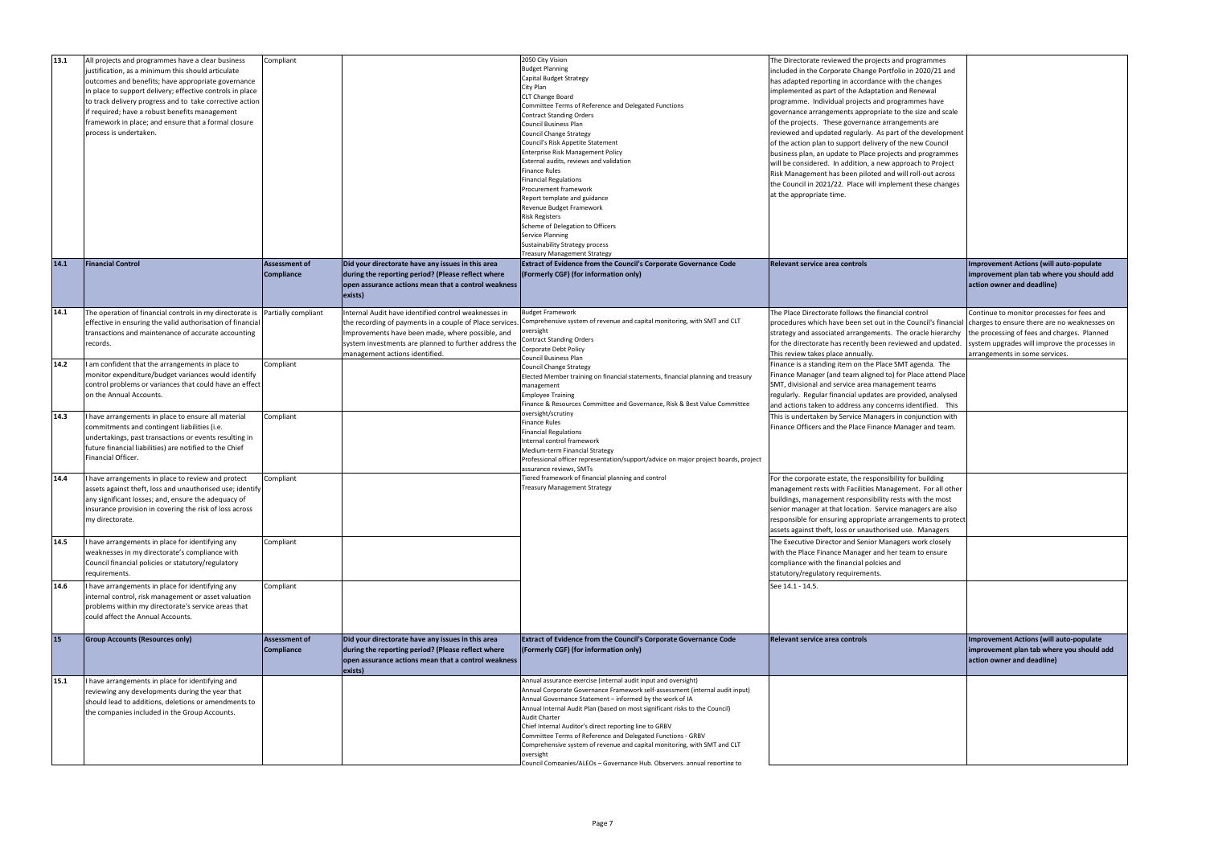| 13.1 | All projects and programmes have a clear business justification, as a minimum this should articulate outcomes and benefits; have appropriate governance in place to support delivery; effective controls in place to track delivery progress and to take corrective action if required; have a robust benefits management framework in place; and ensure that a formal closure process is undertaken. | Compliant | | 2050 City Vision<br>Budget Planning<br>Capital Budget Strategy<br>City Plan<br>CLT Change Board<br>Committee Terms of Reference and Delegated Functions<br>Contract Standing Orders<br>Council Business Plan<br>Council Change Strategy<br>Council's Risk Appetite Statement<br>Enterprise Risk Management Policy<br>External audits, reviews and validation<br>Finance Rules<br>Financial Regulations<br>Procurement framework<br>Report template and guidance<br>Revenue Budget Framework<br>Risk Registers<br>Scheme of Delegation to Officers<br>Service Planning<br>Sustainability Strategy process<br>Treasury Management Strategy | The Directorate reviewed the projects and programmes included in the Corporate Change Portfolio in 2020/21 and has adapted reporting in accordance with the changes implemented as part of the Adaptation and Renewal programme. Individual projects and programmes have governance arrangements appropriate to the size and scale of the projects. These governance arrangements are reviewed and updated regularly. As part of the development of the action plan to support delivery of the new Council business plan, an update to Place projects and programmes will be considered. In addition, a new approach to Project Risk Management has been piloted and will roll-out across the Council in 2021/22. Place will implement these changes at the appropriate time. | |
|---|---|---|---|---|---|---|
| **14.1** | **Financial Control** | **Assessment of Compliance** | **Did your directorate have any issues in this area during the reporting period? (Please reflect where open assurance actions mean that a control weakness exists)** | **Extract of Evidence from the Council's Corporate Governance Code (Formerly CGF) (for information only)** | **Relevant service area controls** | **Improvement Actions (will auto-populate improvement plan tab where you should add action owner and deadline)** |
| 14.1 | The operation of financial controls in my directorate is effective in ensuring the valid authorisation of financial transactions and maintenance of accurate accounting records. | Partially compliant | Internal Audit have identified control weaknesses in the recording of payments in a couple of Place services. Improvements have been made, where possible, and system investments are planned to further address the management actions identified. | Budget Framework<br>Comprehensive system of revenue and capital monitoring, with SMT and CLT oversight<br>Contract Standing Orders<br>Corporate Debt Policy<br>Council Business Plan<br>Council Change Strategy<br>Elected Member training on financial statements, financial planning and treasury management<br>Employee Training<br>Finance & Resources Committee and Governance, Risk & Best Value Committee oversight/scrutiny<br>Finance Rules<br>Financial Regulations<br>Internal control framework<br>Medium-term Financial Strategy<br>Professional officer representation/support/advice on major project boards, project assurance reviews, SMTs<br>Tiered framework of financial planning and control<br>Treasury Management Strategy | The Place Directorate follows the financial control procedures which have been set out in the Council's financial strategy and associated arrangements. The oracle hierarchy for the directorate has recently been reviewed and updated. This review takes place annually. | Continue to monitor processes for fees and charges to ensure there are no weaknesses on the processing of fees and charges. Planned system upgrades will improve the processes in arrangements in some services. |
| 14.2 | I am confident that the arrangements in place to monitor expenditure/budget variances would identify control problems or variances that could have an effect on the Annual Accounts. | Compliant | | | Finance is a standing item on the Place SMT agenda. The Finance Manager (and team aligned to) for Place attend Place SMT, divisional and service area management teams regularly. Regular financial updates are provided, analysed and actions taken to address any concerns identified. This | |
| 14.3 | I have arrangements in place to ensure all material commitments and contingent liabilities (i.e. undertakings, past transactions or events resulting in future financial liabilities) are notified to the Chief Financial Officer. | Compliant | | | This is undertaken by Service Managers in conjunction with Finance Officers and the Place Finance Manager and team. | |
| 14.4 | I have arrangements in place to review and protect assets against theft, loss and unauthorised use; identify any significant losses; and, ensure the adequacy of insurance provision in covering the risk of loss across my directorate. | Compliant | | | For the corporate estate, the responsibility for building management rests with Facilities Management. For all other buildings, management responsibility rests with the most senior manager at that location. Service managers are also responsible for ensuring appropriate arrangements to protect assets against theft, loss or unauthorised use. Managers | |
| 14.5 | I have arrangements in place for identifying any weaknesses in my directorate's compliance with Council financial policies or statutory/regulatory requirements. | Compliant | | | The Executive Director and Senior Managers work closely with the Place Finance Manager and her team to ensure compliance with the financial polcies and statutory/regulatory requirements. | |
| 14.6 | I have arrangements in place for identifying any internal control, risk management or asset valuation problems within my directorate's service areas that could affect the Annual Accounts. | Compliant | | | See 14.1 - 14.5. | |
| **15** | **Group Accounts (Resources only)** | **Assessment of Compliance** | **Did your directorate have any issues in this area during the reporting period? (Please reflect where open assurance actions mean that a control weakness exists)** | **Extract of Evidence from the Council's Corporate Governance Code (Formerly CGF) (for information only)** | **Relevant service area controls** | **Improvement Actions (will auto-populate improvement plan tab where you should add action owner and deadline)** |
| 15.1 | I have arrangements in place for identifying and reviewing any developments during the year that should lead to additions, deletions or amendments to the companies included in the Group Accounts. | | | Annual assurance exercise (internal audit input and oversight)<br>Annual Corporate Governance Framework self-assessment (internal audit input)<br>Annual Governance Statement – informed by the work of IA<br>Annual Internal Audit Plan (based on most significant risks to the Council)<br>Audit Charter<br>Chief Internal Auditor's direct reporting line to GRBV<br>Committee Terms of Reference and Delegated Functions - GRBV<br>Comprehensive system of revenue and capital monitoring, with SMT and CLT oversight<br>Council Companies/ALEOs – Governance Hub, Observers, annual reporting to | | |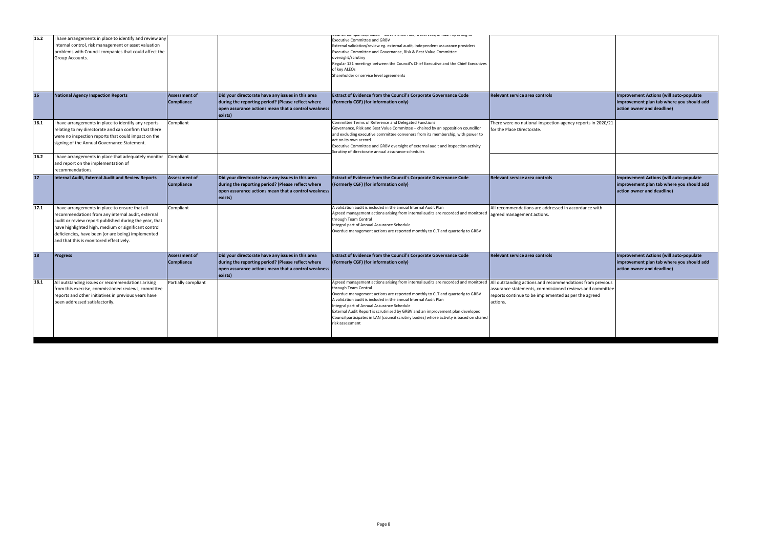| | | | | | | |
|---|---|---|---|---|---|---|
| 15.2 | I have arrangements in place to identify and review any internal control, risk management or asset valuation problems with Council companies that could affect the Group Accounts. | | | Council Companies/ALEOs - Governance Hub, Observers, annual reporting to Executive Committee and GRBV<br>External validation/review eg. external audit, independent assurance providers<br>Executive Committee and Governance, Risk & Best Value Committee oversight/scrutiny<br>Regular 121 meetings between the Council's Chief Executive and the Chief Executives of key ALEOs<br>Shareholder or service level agreements | | |
| **16** | **National Agency Inspection Reports** | **Assessment of Compliance** | **Did your directorate have any issues in this area during the reporting period? (Please reflect where open assurance actions mean that a control weakness exists)** | **Extract of Evidence from the Council's Corporate Governance Code (Formerly CGF) (for information only)** | **Relevant service area controls** | **Improvement Actions (will auto-populate improvement plan tab where you should add action owner and deadline)** |
| 16.1 | I have arrangements in place to identify any reports relating to my directorate and can confirm that there were no inspection reports that could impact on the signing of the Annual Governance Statement. | Compliant | | Committee Terms of Reference and Delegated Functions<br>Governance, Risk and Best Value Committee – chaired by an opposition councillor and excluding executive committee conveners from its membership, with power to act on its own accord<br>Executive Committee and GRBV oversight of external audit and inspection activity<br>Scrutiny of directorate annual assurance schedules | There were no national inspection agency reports in 2020/21 for the Place Directorate. | |
| 16.2 | I have arrangements in place that adequately monitor and report on the implementation of recommendations. | Compliant | | | | |
| **17** | **Internal Audit, External Audit and Review Reports** | **Assessment of Compliance** | **Did your directorate have any issues in this area during the reporting period? (Please reflect where open assurance actions mean that a control weakness exists)** | **Extract of Evidence from the Council's Corporate Governance Code (Formerly CGF) (for information only)** | **Relevant service area controls** | **Improvement Actions (will auto-populate improvement plan tab where you should add action owner and deadline)** |
| 17.1 | I have arrangements in place to ensure that all recommendations from any internal audit, external audit or review report published during the year, that have highlighted high, medium or significant control deficiencies, have been (or are being) implemented and that this is monitored effectively. | Compliant | | A validation audit is included in the annual Internal Audit Plan<br>Agreed management actions arising from internal audits are recorded and monitored through Team Central<br>Integral part of Annual Assurance Schedule<br>Overdue management actions are reported monthly to CLT and quarterly to GRBV | All recommendations are addressed in accordance with agreed management actions. | |
| **18** | **Progress** | **Assessment of Compliance** | **Did your directorate have any issues in this area during the reporting period? (Please reflect where open assurance actions mean that a control weakness exists)** | **Extract of Evidence from the Council's Corporate Governance Code (Formerly CGF) (for information only)** | **Relevant service area controls** | **Improvement Actions (will auto-populate improvement plan tab where you should add action owner and deadline)** |
| 18.1 | All outstanding issues or recommendations arising from this exercise, commissioned reviews, committee reports and other initiatives in previous years have been addressed satisfactorily. | Partially compliant | | Agreed management actions arising from internal audits are recorded and monitored through Team Central<br>Overdue management actions are reported monthly to CLT and quarterly to GRBV<br>A validation audit is included in the annual Internal Audit Plan<br>Integral part of Annual Assurance Schedule<br>External Audit Report is scrutinised by GRBV and an improvement plan developed<br>Council participates in LAN (council scrutiny bodies) whose activity is based on shared risk assessment | All outstanding actions and recommendations from previous assurance statements, commissioned reviews and committee reports continue to be implemented as per the agreed actions. | |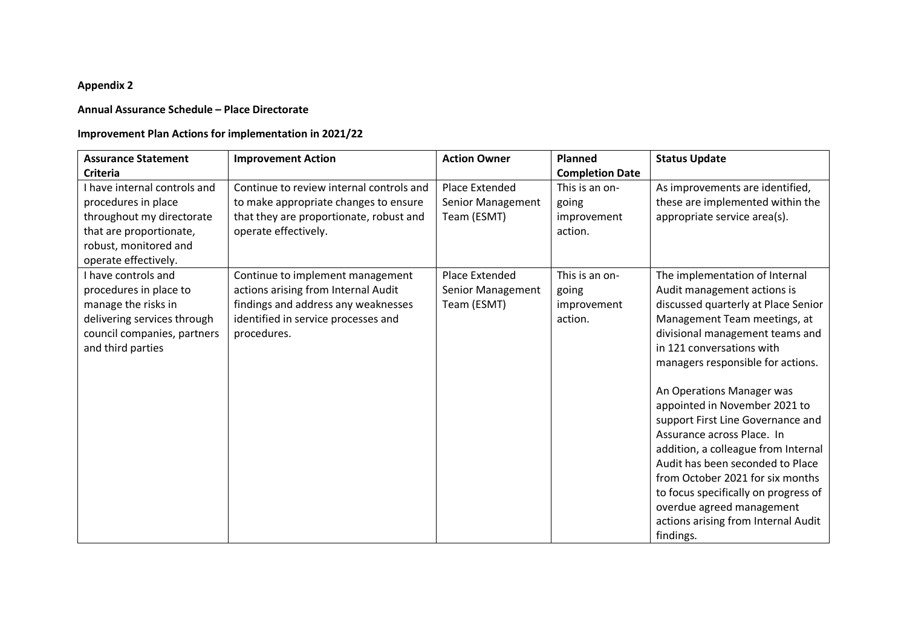**Appendix 2**

**Annual Assurance Schedule – Place Directorate**

**Improvement Plan Actions for implementation in 2021/22**

| Assurance Statement Criteria | Improvement Action | Action Owner | Planned Completion Date | Status Update |
|---|---|---|---|---|
| I have internal controls and procedures in place throughout my directorate that are proportionate, robust, monitored and operate effectively. | Continue to review internal controls and to make appropriate changes to ensure that they are proportionate, robust and operate effectively. | Place Extended Senior Management Team (ESMT) | This is an on-going improvement action. | As improvements are identified, these are implemented within the appropriate service area(s). |
| I have controls and procedures in place to manage the risks in delivering services through council companies, partners and third parties | Continue to implement management actions arising from Internal Audit findings and address any weaknesses identified in service processes and procedures. | Place Extended Senior Management Team (ESMT) | This is an on-going improvement action. | The implementation of Internal Audit management actions is discussed quarterly at Place Senior Management Team meetings, at divisional management teams and in 121 conversations with managers responsible for actions.<br><br>An Operations Manager was appointed in November 2021 to support First Line Governance and Assurance across Place. In addition, a colleague from Internal Audit has been seconded to Place from October 2021 for six months to focus specifically on progress of overdue agreed management actions arising from Internal Audit findings. |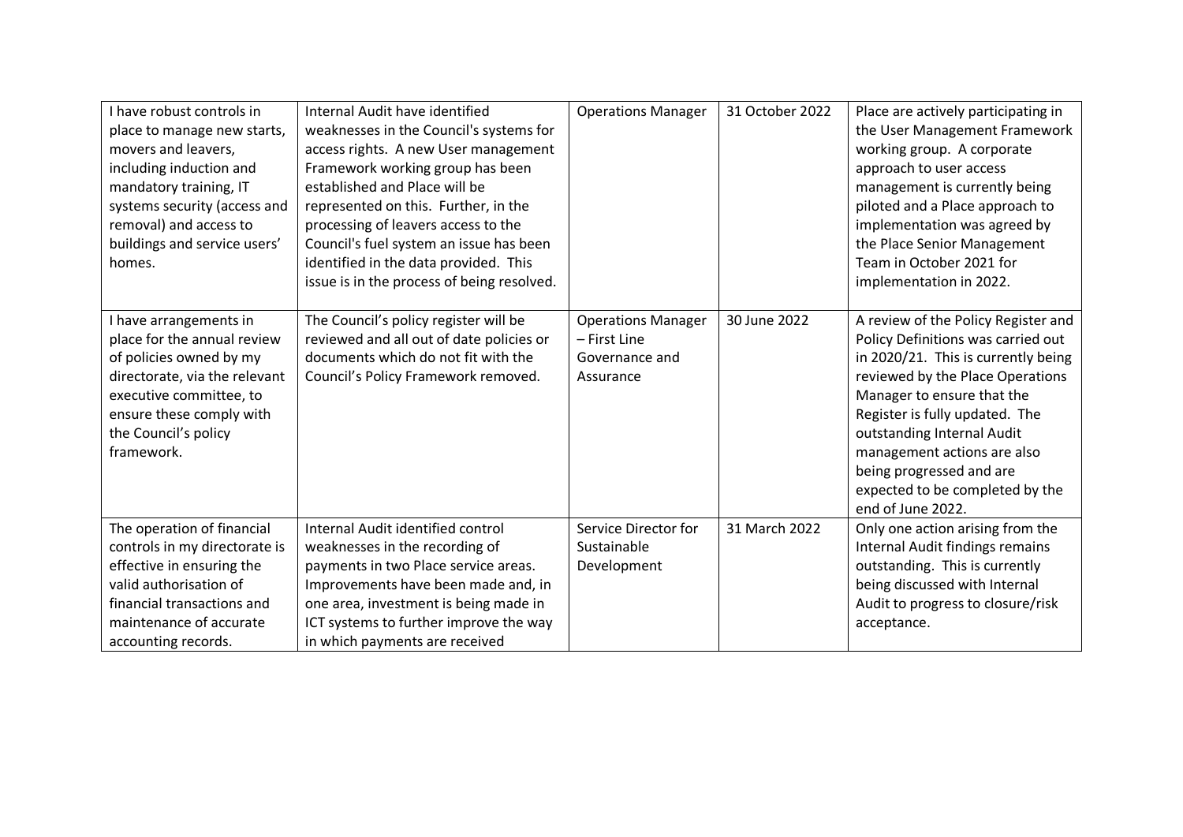| | | | | |
|---|---|---|---|---|
| I have robust controls in place to manage new starts, movers and leavers, including induction and mandatory training, IT systems security (access and removal) and access to buildings and service users' homes. | Internal Audit have identified weaknesses in the Council's systems for access rights. A new User management Framework working group has been established and Place will be represented on this. Further, in the processing of leavers access to the Council's fuel system an issue has been identified in the data provided. This issue is in the process of being resolved. | Operations Manager | 31 October 2022 | Place are actively participating in the User Management Framework working group. A corporate approach to user access management is currently being piloted and a Place approach to implementation was agreed by the Place Senior Management Team in October 2021 for implementation in 2022. |
| I have arrangements in place for the annual review of policies owned by my directorate, via the relevant executive committee, to ensure these comply with the Council's policy framework. | The Council's policy register will be reviewed and all out of date policies or documents which do not fit with the Council's Policy Framework removed. | Operations Manager – First Line Governance and Assurance | 30 June 2022 | A review of the Policy Register and Policy Definitions was carried out in 2020/21. This is currently being reviewed by the Place Operations Manager to ensure that the Register is fully updated. The outstanding Internal Audit management actions are also being progressed and are expected to be completed by the end of June 2022. |
| The operation of financial controls in my directorate is effective in ensuring the valid authorisation of financial transactions and maintenance of accurate accounting records. | Internal Audit identified control weaknesses in the recording of payments in two Place service areas. Improvements have been made and, in one area, investment is being made in ICT systems to further improve the way in which payments are received | Service Director for Sustainable Development | 31 March 2022 | Only one action arising from the Internal Audit findings remains outstanding. This is currently being discussed with Internal Audit to progress to closure/risk acceptance. |